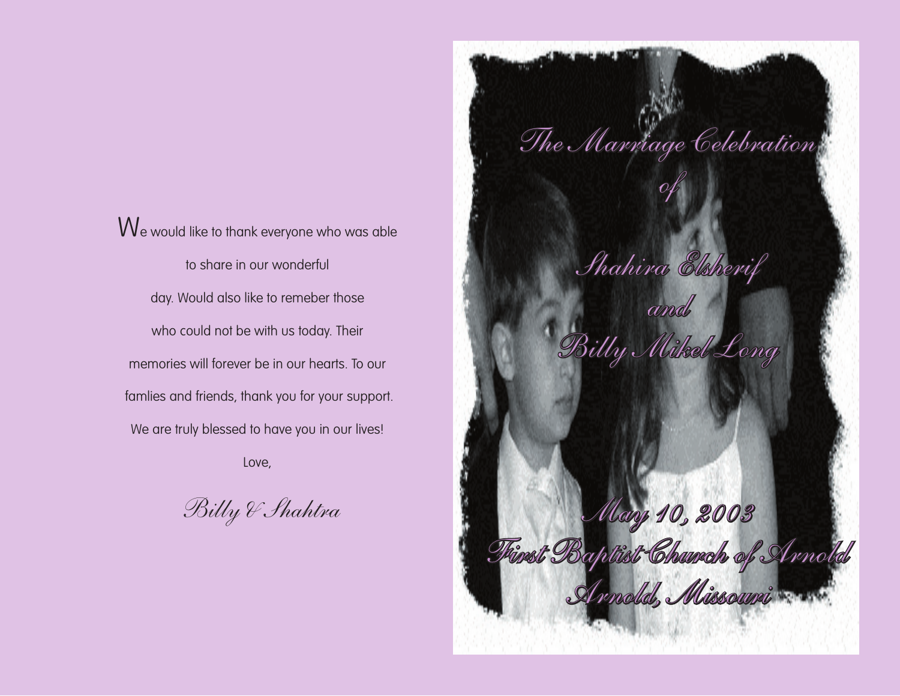We would like to thank everyone who was able to share in our wonderful day. Would also like to remeber those who could not be with us today. Their memories will forever be in our hearts. To our famlies and friends, thank you for your support. We are truly blessed to have you in our lives!

Love,

*Billy & Shahtra*

# The Marriage Celebration of

## Shahira Elsherif and Billy Mikel Long

May 10, 2003

First Baptist Church of Arnold

Arnold, Missouri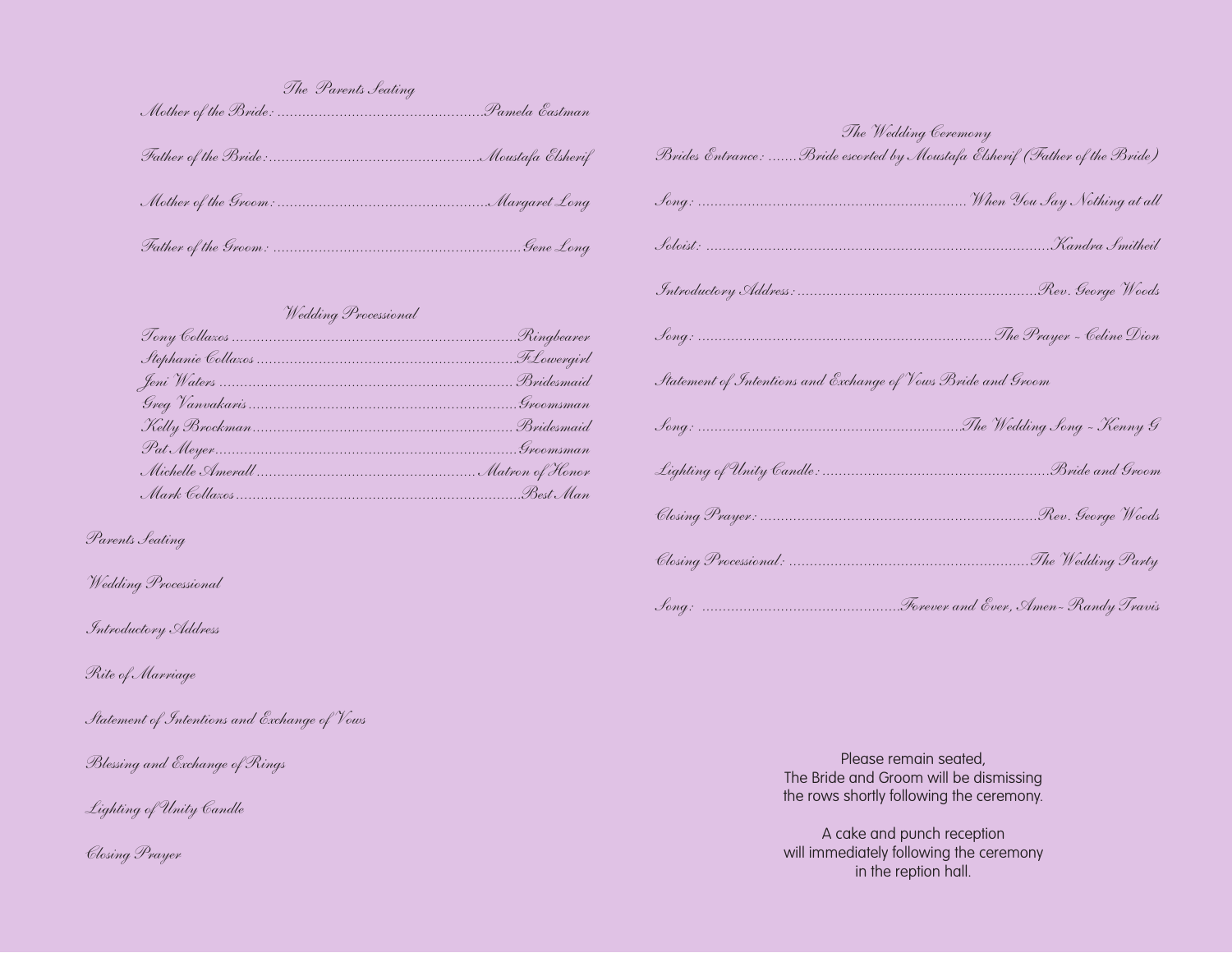## The Parents Seating

Mother of the Bride: ..................................................Pamela Eastman

Father of the Bride:..................................................Moustafa Elsherif

Mother of the Groom:..................................................Margaret Long

Father of the Groom: ............................................................Gene Long

## Wedding Processional

Tony Collazos .....................................................................Ringbearer
Stephanie Collazos ..............................................................FLowergirl
Jeni Waters ....................................................................... Bridesmaid
Greg Vanvakaris.................................................................Groomsman
Kelly Brockman.................................................................. Bridesmaid
Pat Meyer..........................................................................Groomsman
Michelle Amerall .....................................................Matron of Honor
Mark Collazos.......................................................................Best Man

Parents Seating

Wedding Processional

Introductory Address

Rite of Marriage

Statement of Intentions and Exchange of Vows

Blessing and Exchange of Rings

Lighting of Unity Candle

Closing Prayer

## The Wedding Ceremony

Brides Entrance: .......Bride escorted by Moustafa Elsherif (Father of the Bride)

Song: ...............................................................When You Say Nothing at all

Soloist: ..................................................................................Kandra Smitheil

Introductory Address:.........................................................Rev. George Woods

Song: ......................................................................The Prayer ~ Celine Dion

Statement of Intentions and Exchange of Vows Bride and Groom

Song: ...............................................................The Wedding Song ~ Kenny G

Lighting of Unity Candle:......................................................Bride and Groom

Closing Prayer:...................................................................Rev. George Woods

Closing Processional: ..........................................................The Wedding Party

Song: ................................................Forever and Ever, Amen~ Randy Travis

Please remain seated,
The Bride and Groom will be dismissing
the rows shortly following the ceremony.

A cake and punch reception
will immediately following the ceremony
in the reption hall.